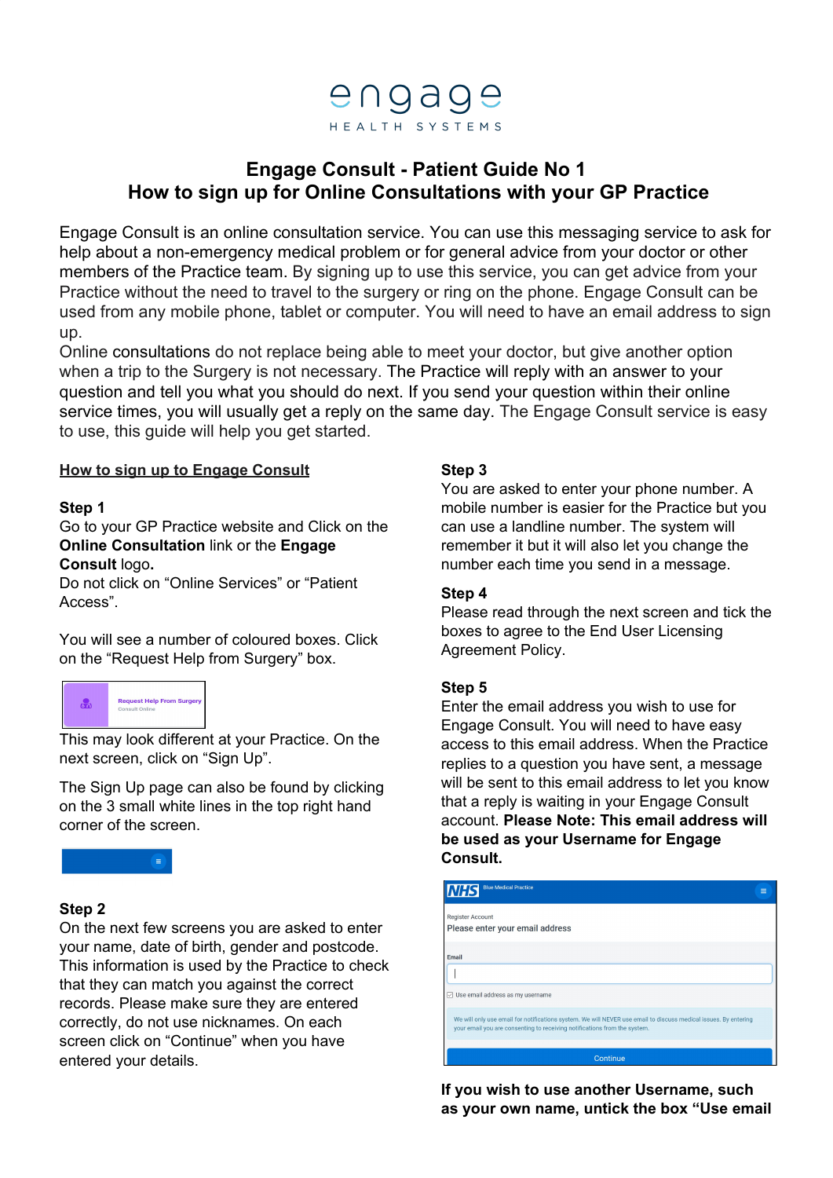engage
HEALTH SYSTEMS

# Engage Consult - Patient Guide No 1
## How to sign up for Online Consultations with your GP Practice

Engage Consult is an online consultation service. You can use this messaging service to ask for help about a non-emergency medical problem or for general advice from your doctor or other members of the Practice team. By signing up to use this service, you can get advice from your Practice without the need to travel to the surgery or ring on the phone. Engage Consult can be used from any mobile phone, tablet or computer. You will need to have an email address to sign up.

Online consultations do not replace being able to meet your doctor, but give another option when a trip to the Surgery is not necessary. The Practice will reply with an answer to your question and tell you what you should do next. If you send your question within their online service times, you will usually get a reply on the same day. The Engage Consult service is easy to use, this guide will help you get started.

### How to sign up to Engage Consult

**Step 1**

Go to your GP Practice website and Click on the **Online Consultation** link or the **Engage Consult** logo.

Do not click on "Online Services" or "Patient Access".

You will see a number of coloured boxes. Click on the "Request Help from Surgery" box.

Request Help From Surgery
Consult Online

This may look different at your Practice. On the next screen, click on "Sign Up".

The Sign Up page can also be found by clicking on the 3 small white lines in the top right hand corner of the screen.

**Step 2**

On the next few screens you are asked to enter your name, date of birth, gender and postcode. This information is used by the Practice to check that they can match you against the correct records. Please make sure they are entered correctly, do not use nicknames. On each screen click on "Continue" when you have entered your details.

**Step 3**

You are asked to enter your phone number. A mobile number is easier for the Practice but you can use a landline number. The system will remember it but it will also let you change the number each time you send in a message.

**Step 4**

Please read through the next screen and tick the boxes to agree to the End User Licensing Agreement Policy.

**Step 5**

Enter the email address you wish to use for Engage Consult. You will need to have easy access to this email address. When the Practice replies to a question you have sent, a message will be sent to this email address to let you know that a reply is waiting in your Engage Consult account. **Please Note: This email address will be used as your Username for Engage Consult.**

NHS Blue Medical Practice

Register Account
Please enter your email address

Email

Use email address as my username

We will only use email for notifications system. We will NEVER use email to discuss medical issues. By entering your email you are consenting to receiving notifications from the system.

Continue

**If you wish to use another Username, such as your own name, untick the box "Use email**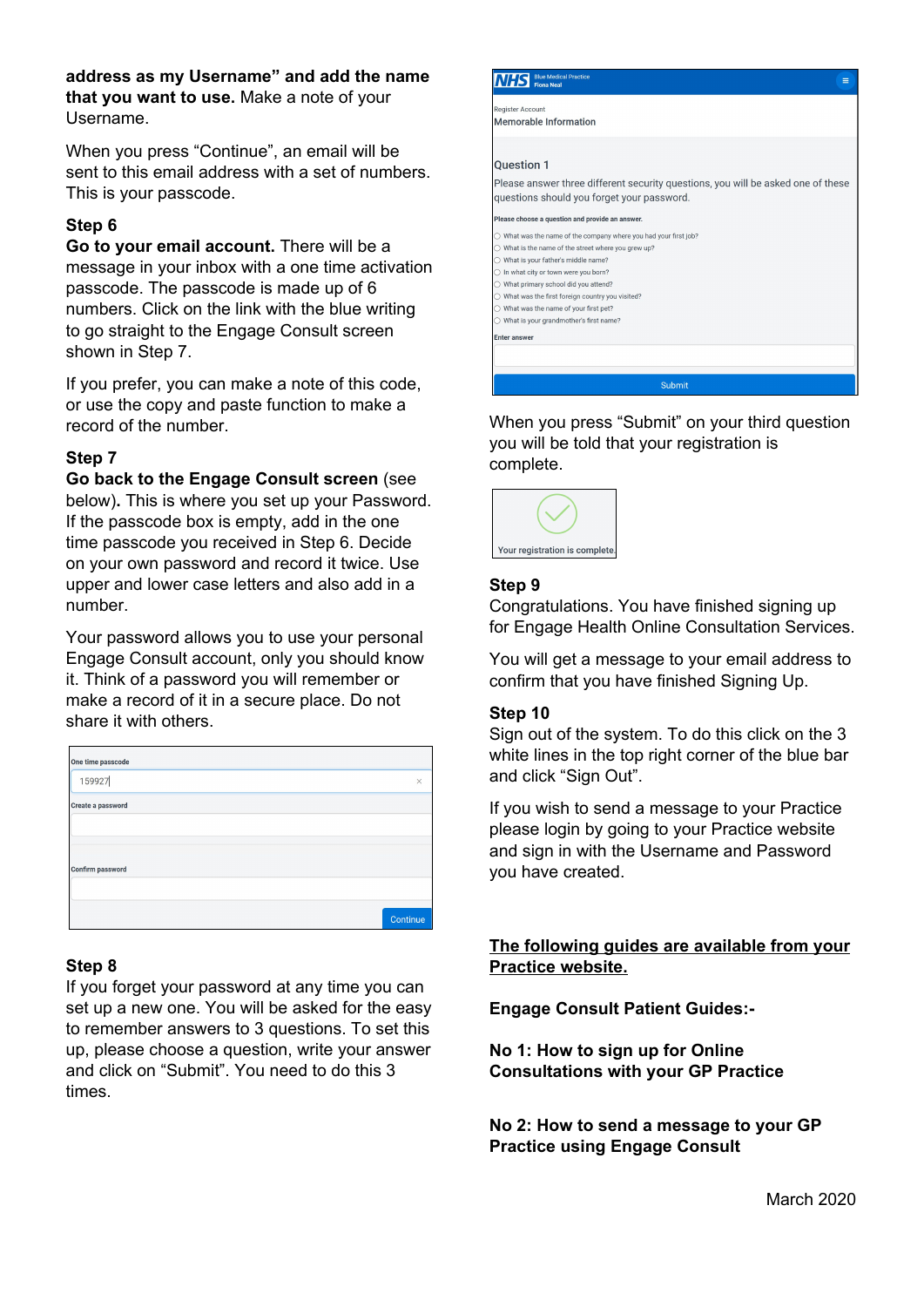**address as my Username" and add the name that you want to use.** Make a note of your Username.

When you press "Continue", an email will be sent to this email address with a set of numbers. This is your passcode.

**Step 6**

**Go to your email account.** There will be a message in your inbox with a one time activation passcode. The passcode is made up of 6 numbers. Click on the link with the blue writing to go straight to the Engage Consult screen shown in Step 7.

If you prefer, you can make a note of this code, or use the copy and paste function to make a record of the number.

**Step 7**

**Go back to the Engage Consult screen** (see below). This is where you set up your Password. If the passcode box is empty, add in the one time passcode you received in Step 6. Decide on your own password and record it twice. Use upper and lower case letters and also add in a number.

Your password allows you to use your personal Engage Consult account, only you should know it. Think of a password you will remember or make a record of it in a secure place. Do not share it with others.

One time passcode

159927

Create a password

Confirm password

Continue

**Step 8**

If you forget your password at any time you can set up a new one. You will be asked for the easy to remember answers to 3 questions. To set this up, please choose a question, write your answer and click on "Submit". You need to do this 3 times.

NHS Blue Medical Practice Fiona Neal

Register Account

Memorable Information

Question 1

Please answer three different security questions, you will be asked one of these questions should you forget your password.

Please choose a question and provide an answer.

- What was the name of the company where you had your first job?
- What is the name of the street where you grew up?
- What is your father's middle name?
- In what city or town were you born?
- What primary school did you attend?
- What was the first foreign country you visited?
- What was the name of your first pet?
- What is your grandmother's first name?

Enter answer

Submit

When you press "Submit" on your third question you will be told that your registration is complete.

Your registration is complete.

**Step 9**

Congratulations. You have finished signing up for Engage Health Online Consultation Services.

You will get a message to your email address to confirm that you have finished Signing Up.

**Step 10**

Sign out of the system. To do this click on the 3 white lines in the top right corner of the blue bar and click "Sign Out".

If you wish to send a message to your Practice please login by going to your Practice website and sign in with the Username and Password you have created.

**The following guides are available from your Practice website.**

**Engage Consult Patient Guides:-**

**No 1: How to sign up for Online Consultations with your GP Practice**

**No 2: How to send a message to your GP Practice using Engage Consult**

March 2020